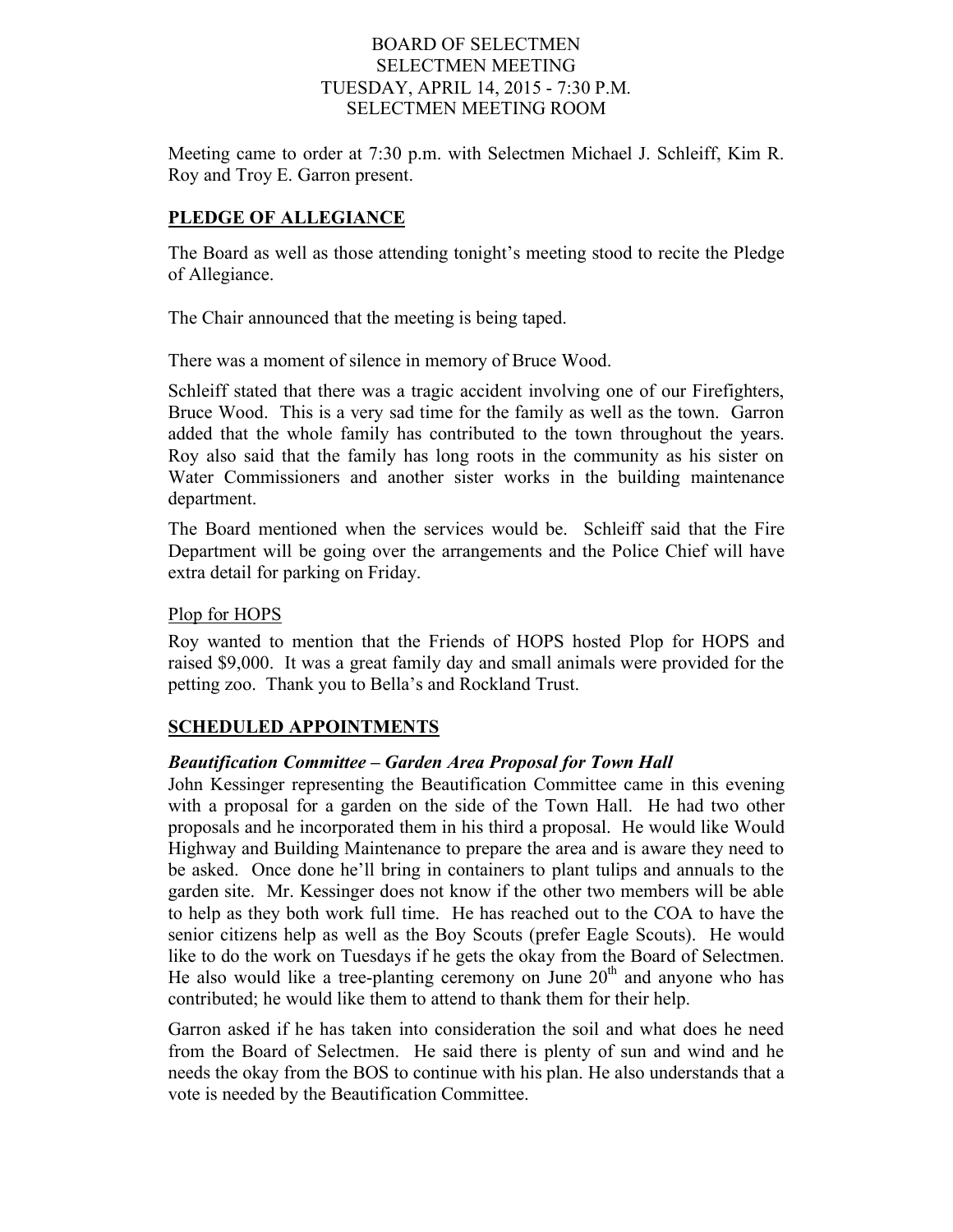BOARD OF SELECTMEN
SELECTMEN MEETING
TUESDAY, APRIL 14, 2015 - 7:30 P.M.
SELECTMEN MEETING ROOM

Meeting came to order at 7:30 p.m. with Selectmen Michael J. Schleiff, Kim R. Roy and Troy E. Garron present.

## PLEDGE OF ALLEGIANCE

The Board as well as those attending tonight's meeting stood to recite the Pledge of Allegiance.

The Chair announced that the meeting is being taped.

There was a moment of silence in memory of Bruce Wood.

Schleiff stated that there was a tragic accident involving one of our Firefighters, Bruce Wood. This is a very sad time for the family as well as the town. Garron added that the whole family has contributed to the town throughout the years. Roy also said that the family has long roots in the community as his sister on Water Commissioners and another sister works in the building maintenance department.

The Board mentioned when the services would be. Schleiff said that the Fire Department will be going over the arrangements and the Police Chief will have extra detail for parking on Friday.

### Plop for HOPS

Roy wanted to mention that the Friends of HOPS hosted Plop for HOPS and raised $9,000. It was a great family day and small animals were provided for the petting zoo. Thank you to Bella's and Rockland Trust.

## SCHEDULED APPOINTMENTS

### *Beautification Committee – Garden Area Proposal for Town Hall*

John Kessinger representing the Beautification Committee came in this evening with a proposal for a garden on the side of the Town Hall. He had two other proposals and he incorporated them in his third a proposal. He would like Would Highway and Building Maintenance to prepare the area and is aware they need to be asked. Once done he'll bring in containers to plant tulips and annuals to the garden site. Mr. Kessinger does not know if the other two members will be able to help as they both work full time. He has reached out to the COA to have the senior citizens help as well as the Boy Scouts (prefer Eagle Scouts). He would like to do the work on Tuesdays if he gets the okay from the Board of Selectmen. He also would like a tree-planting ceremony on June 20th and anyone who has contributed; he would like them to attend to thank them for their help.

Garron asked if he has taken into consideration the soil and what does he need from the Board of Selectmen. He said there is plenty of sun and wind and he needs the okay from the BOS to continue with his plan. He also understands that a vote is needed by the Beautification Committee.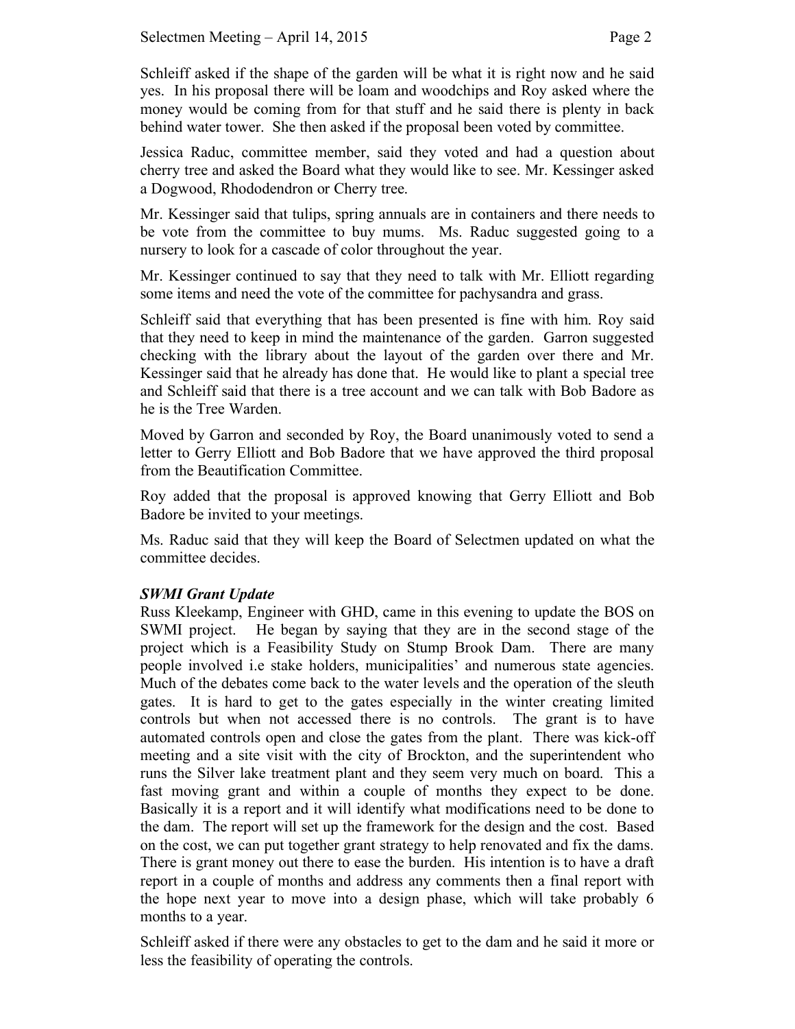Schleiff asked if the shape of the garden will be what it is right now and he said yes. In his proposal there will be loam and woodchips and Roy asked where the money would be coming from for that stuff and he said there is plenty in back behind water tower. She then asked if the proposal been voted by committee.

Jessica Raduc, committee member, said they voted and had a question about cherry tree and asked the Board what they would like to see. Mr. Kessinger asked a Dogwood, Rhododendron or Cherry tree.

Mr. Kessinger said that tulips, spring annuals are in containers and there needs to be vote from the committee to buy mums. Ms. Raduc suggested going to a nursery to look for a cascade of color throughout the year.

Mr. Kessinger continued to say that they need to talk with Mr. Elliott regarding some items and need the vote of the committee for pachysandra and grass.

Schleiff said that everything that has been presented is fine with him. Roy said that they need to keep in mind the maintenance of the garden. Garron suggested checking with the library about the layout of the garden over there and Mr. Kessinger said that he already has done that. He would like to plant a special tree and Schleiff said that there is a tree account and we can talk with Bob Badore as he is the Tree Warden.

Moved by Garron and seconded by Roy, the Board unanimously voted to send a letter to Gerry Elliott and Bob Badore that we have approved the third proposal from the Beautification Committee.

Roy added that the proposal is approved knowing that Gerry Elliott and Bob Badore be invited to your meetings.

Ms. Raduc said that they will keep the Board of Selectmen updated on what the committee decides.

***SWMI Grant Update***

Russ Kleekamp, Engineer with GHD, came in this evening to update the BOS on SWMI project. He began by saying that they are in the second stage of the project which is a Feasibility Study on Stump Brook Dam. There are many people involved i.e stake holders, municipalities' and numerous state agencies. Much of the debates come back to the water levels and the operation of the sleuth gates. It is hard to get to the gates especially in the winter creating limited controls but when not accessed there is no controls. The grant is to have automated controls open and close the gates from the plant. There was kick-off meeting and a site visit with the city of Brockton, and the superintendent who runs the Silver lake treatment plant and they seem very much on board. This a fast moving grant and within a couple of months they expect to be done. Basically it is a report and it will identify what modifications need to be done to the dam. The report will set up the framework for the design and the cost. Based on the cost, we can put together grant strategy to help renovated and fix the dams. There is grant money out there to ease the burden. His intention is to have a draft report in a couple of months and address any comments then a final report with the hope next year to move into a design phase, which will take probably 6 months to a year.

Schleiff asked if there were any obstacles to get to the dam and he said it more or less the feasibility of operating the controls.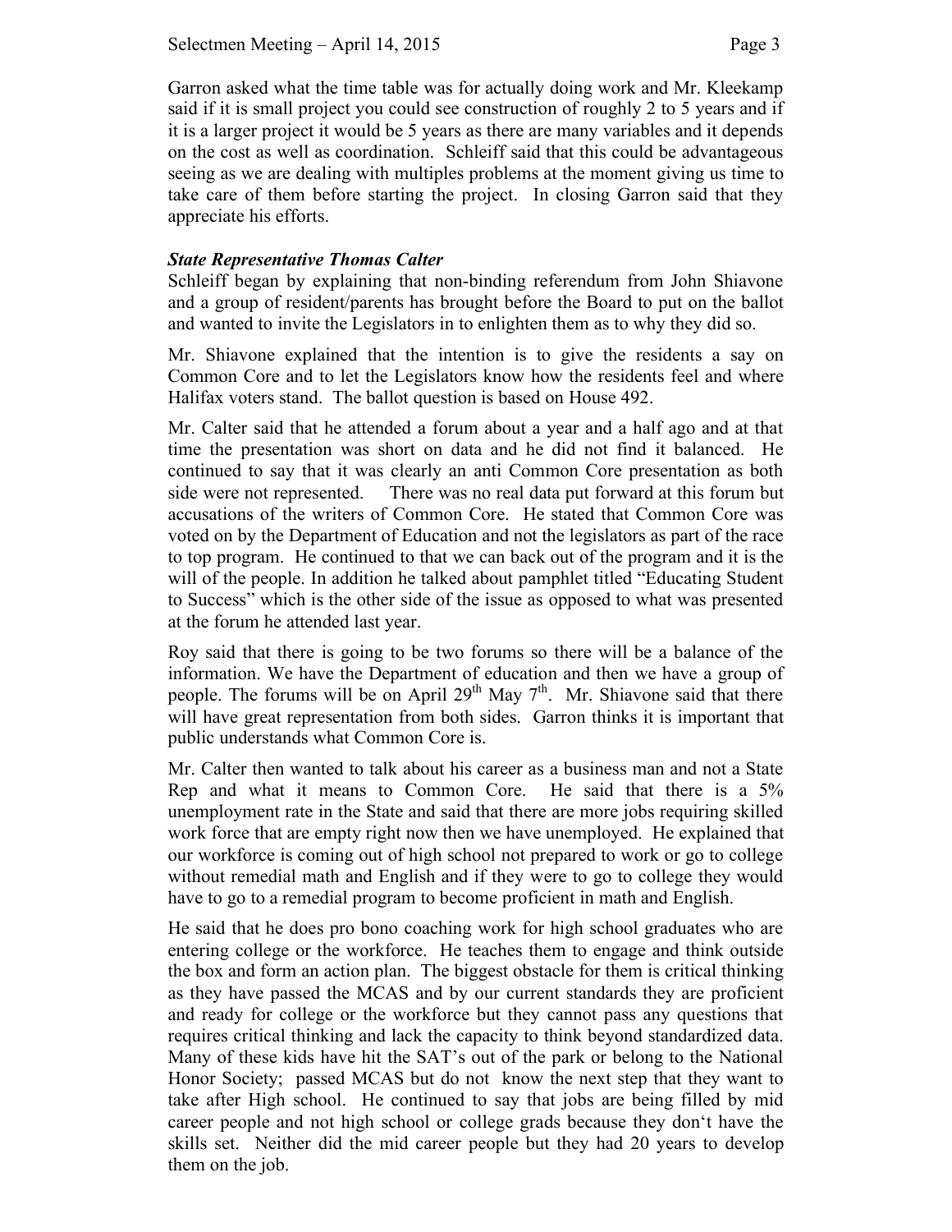Garron asked what the time table was for actually doing work and Mr. Kleekamp said if it is small project you could see construction of roughly 2 to 5 years and if it is a larger project it would be 5 years as there are many variables and it depends on the cost as well as coordination. Schleiff said that this could be advantageous seeing as we are dealing with multiples problems at the moment giving us time to take care of them before starting the project. In closing Garron said that they appreciate his efforts.

***State Representative Thomas Calter***

Schleiff began by explaining that non-binding referendum from John Shiavone and a group of resident/parents has brought before the Board to put on the ballot and wanted to invite the Legislators in to enlighten them as to why they did so.

Mr. Shiavone explained that the intention is to give the residents a say on Common Core and to let the Legislators know how the residents feel and where Halifax voters stand. The ballot question is based on House 492.

Mr. Calter said that he attended a forum about a year and a half ago and at that time the presentation was short on data and he did not find it balanced. He continued to say that it was clearly an anti Common Core presentation as both side were not represented. There was no real data put forward at this forum but accusations of the writers of Common Core. He stated that Common Core was voted on by the Department of Education and not the legislators as part of the race to top program. He continued to that we can back out of the program and it is the will of the people. In addition he talked about pamphlet titled "Educating Student to Success" which is the other side of the issue as opposed to what was presented at the forum he attended last year.

Roy said that there is going to be two forums so there will be a balance of the information. We have the Department of education and then we have a group of people. The forums will be on April 29th May 7th. Mr. Shiavone said that there will have great representation from both sides. Garron thinks it is important that public understands what Common Core is.

Mr. Calter then wanted to talk about his career as a business man and not a State Rep and what it means to Common Core. He said that there is a 5% unemployment rate in the State and said that there are more jobs requiring skilled work force that are empty right now then we have unemployed. He explained that our workforce is coming out of high school not prepared to work or go to college without remedial math and English and if they were to go to college they would have to go to a remedial program to become proficient in math and English.

He said that he does pro bono coaching work for high school graduates who are entering college or the workforce. He teaches them to engage and think outside the box and form an action plan. The biggest obstacle for them is critical thinking as they have passed the MCAS and by our current standards they are proficient and ready for college or the workforce but they cannot pass any questions that requires critical thinking and lack the capacity to think beyond standardized data. Many of these kids have hit the SAT's out of the park or belong to the National Honor Society; passed MCAS but do not know the next step that they want to take after High school. He continued to say that jobs are being filled by mid career people and not high school or college grads because they don't have the skills set. Neither did the mid career people but they had 20 years to develop them on the job.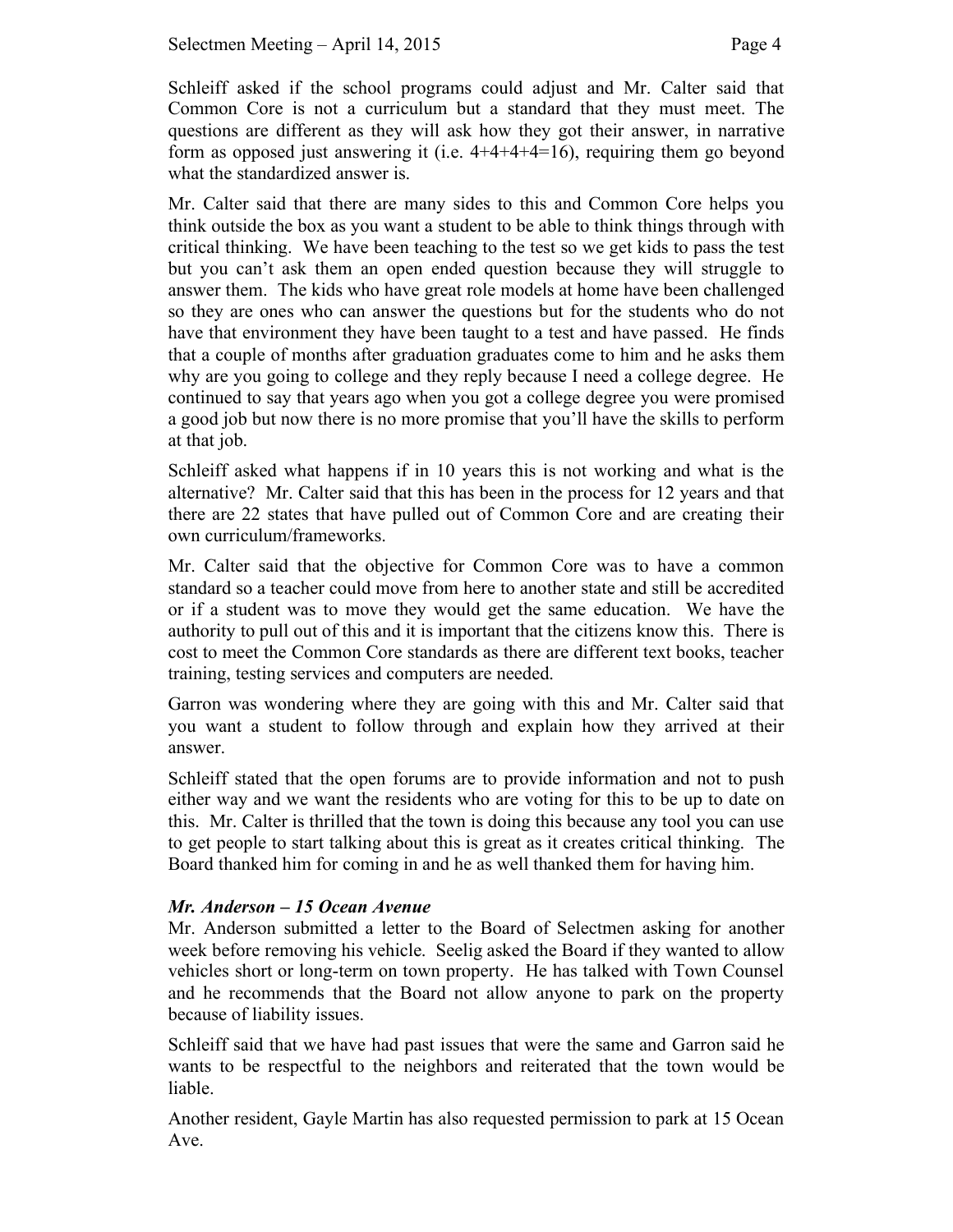Schleiff asked if the school programs could adjust and Mr. Calter said that Common Core is not a curriculum but a standard that they must meet. The questions are different as they will ask how they got their answer, in narrative form as opposed just answering it (i.e. 4+4+4+4=16), requiring them go beyond what the standardized answer is.

Mr. Calter said that there are many sides to this and Common Core helps you think outside the box as you want a student to be able to think things through with critical thinking. We have been teaching to the test so we get kids to pass the test but you can't ask them an open ended question because they will struggle to answer them. The kids who have great role models at home have been challenged so they are ones who can answer the questions but for the students who do not have that environment they have been taught to a test and have passed. He finds that a couple of months after graduation graduates come to him and he asks them why are you going to college and they reply because I need a college degree. He continued to say that years ago when you got a college degree you were promised a good job but now there is no more promise that you'll have the skills to perform at that job.

Schleiff asked what happens if in 10 years this is not working and what is the alternative? Mr. Calter said that this has been in the process for 12 years and that there are 22 states that have pulled out of Common Core and are creating their own curriculum/frameworks.

Mr. Calter said that the objective for Common Core was to have a common standard so a teacher could move from here to another state and still be accredited or if a student was to move they would get the same education. We have the authority to pull out of this and it is important that the citizens know this. There is cost to meet the Common Core standards as there are different text books, teacher training, testing services and computers are needed.

Garron was wondering where they are going with this and Mr. Calter said that you want a student to follow through and explain how they arrived at their answer.

Schleiff stated that the open forums are to provide information and not to push either way and we want the residents who are voting for this to be up to date on this. Mr. Calter is thrilled that the town is doing this because any tool you can use to get people to start talking about this is great as it creates critical thinking. The Board thanked him for coming in and he as well thanked them for having him.

***Mr. Anderson – 15 Ocean Avenue***

Mr. Anderson submitted a letter to the Board of Selectmen asking for another week before removing his vehicle. Seelig asked the Board if they wanted to allow vehicles short or long-term on town property. He has talked with Town Counsel and he recommends that the Board not allow anyone to park on the property because of liability issues.

Schleiff said that we have had past issues that were the same and Garron said he wants to be respectful to the neighbors and reiterated that the town would be liable.

Another resident, Gayle Martin has also requested permission to park at 15 Ocean Ave.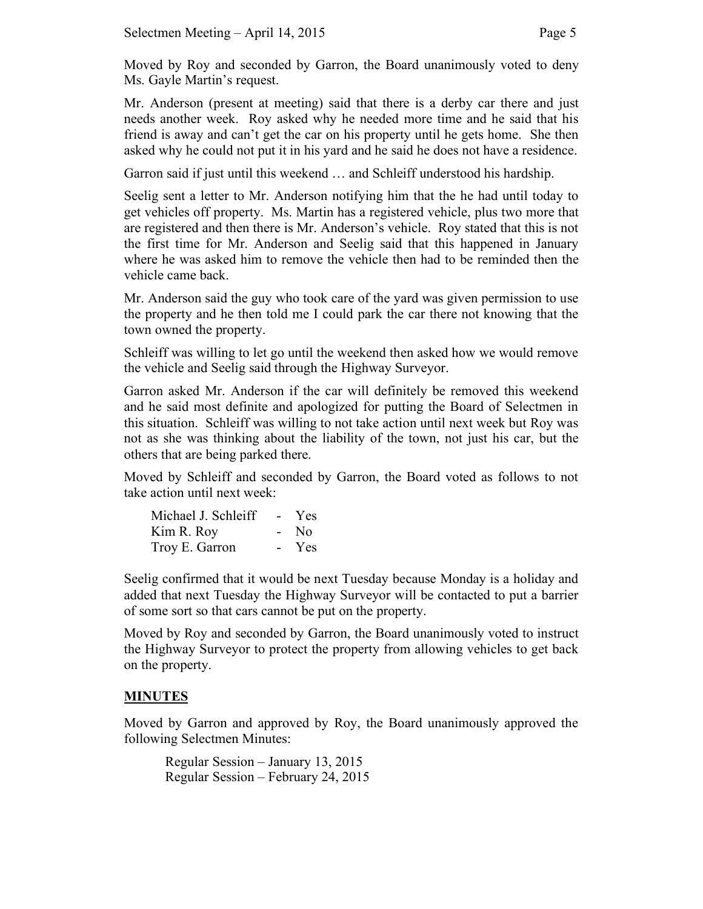Moved by Roy and seconded by Garron, the Board unanimously voted to deny Ms. Gayle Martin's request.

Mr. Anderson (present at meeting) said that there is a derby car there and just needs another week. Roy asked why he needed more time and he said that his friend is away and can't get the car on his property until he gets home. She then asked why he could not put it in his yard and he said he does not have a residence.

Garron said if just until this weekend … and Schleiff understood his hardship.

Seelig sent a letter to Mr. Anderson notifying him that the he had until today to get vehicles off property. Ms. Martin has a registered vehicle, plus two more that are registered and then there is Mr. Anderson's vehicle. Roy stated that this is not the first time for Mr. Anderson and Seelig said that this happened in January where he was asked him to remove the vehicle then had to be reminded then the vehicle came back.

Mr. Anderson said the guy who took care of the yard was given permission to use the property and he then told me I could park the car there not knowing that the town owned the property.

Schleiff was willing to let go until the weekend then asked how we would remove the vehicle and Seelig said through the Highway Surveyor.

Garron asked Mr. Anderson if the car will definitely be removed this weekend and he said most definite and apologized for putting the Board of Selectmen in this situation. Schleiff was willing to not take action until next week but Roy was not as she was thinking about the liability of the town, not just his car, but the others that are being parked there.

Moved by Schleiff and seconded by Garron, the Board voted as follows to not take action until next week:

| | | |
|---|---|---|
| Michael J. Schleiff | - | Yes |
| Kim R. Roy | - | No |
| Troy E. Garron | - | Yes |

Seelig confirmed that it would be next Tuesday because Monday is a holiday and added that next Tuesday the Highway Surveyor will be contacted to put a barrier of some sort so that cars cannot be put on the property.

Moved by Roy and seconded by Garron, the Board unanimously voted to instruct the Highway Surveyor to protect the property from allowing vehicles to get back on the property.

## MINUTES

Moved by Garron and approved by Roy, the Board unanimously approved the following Selectmen Minutes:

Regular Session – January 13, 2015
Regular Session – February 24, 2015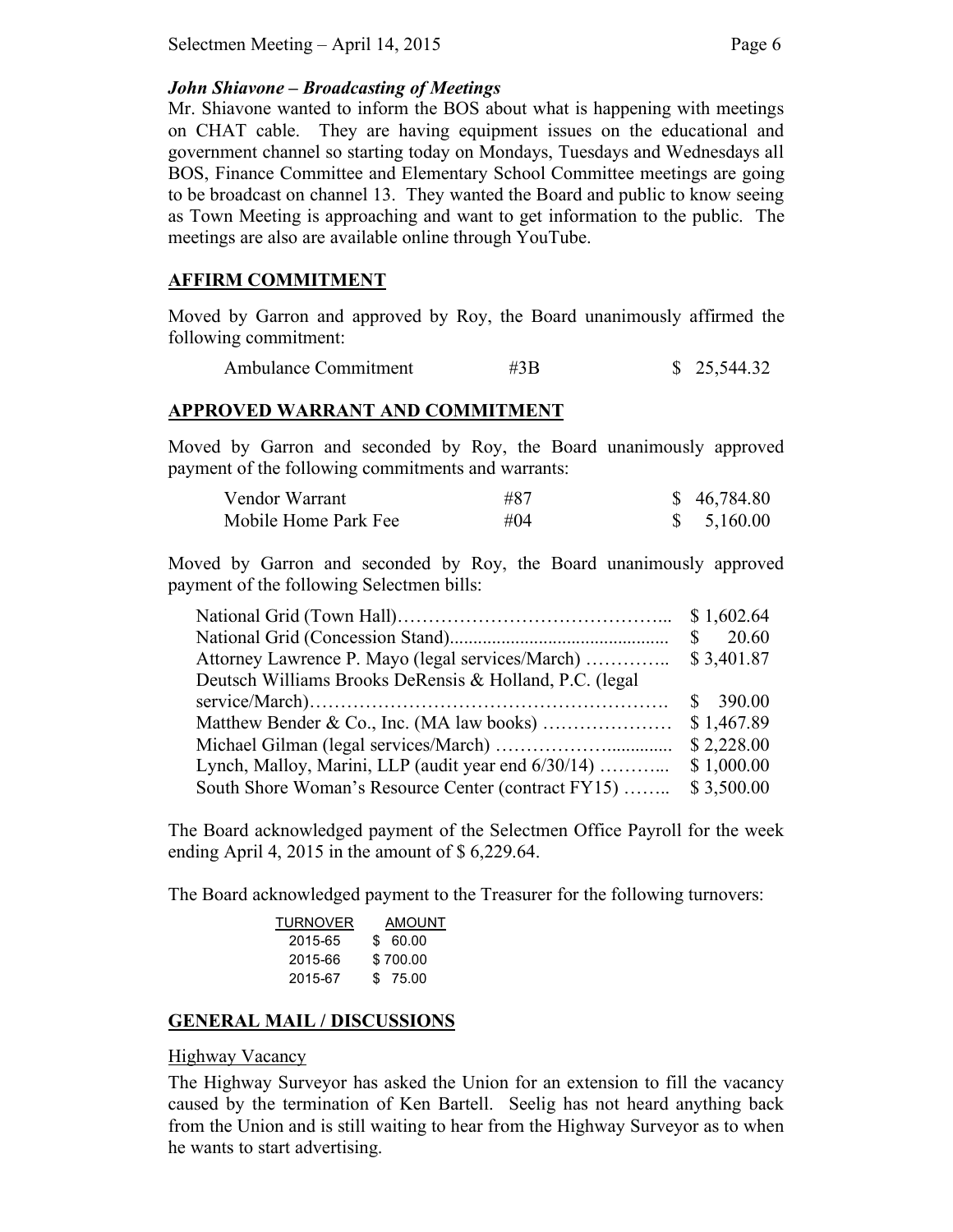***John Shiavone – Broadcasting of Meetings***

Mr. Shiavone wanted to inform the BOS about what is happening with meetings on CHAT cable. They are having equipment issues on the educational and government channel so starting today on Mondays, Tuesdays and Wednesdays all BOS, Finance Committee and Elementary School Committee meetings are going to be broadcast on channel 13. They wanted the Board and public to know seeing as Town Meeting is approaching and want to get information to the public. The meetings are also are available online through YouTube.

## AFFIRM COMMITMENT

Moved by Garron and approved by Roy, the Board unanimously affirmed the following commitment:

| | | |
|---|---|---|
| Ambulance Commitment | #3B | $ 25,544.32 |

## APPROVED WARRANT AND COMMITMENT

Moved by Garron and seconded by Roy, the Board unanimously approved payment of the following commitments and warrants:

| | | |
|---|---|---|
| Vendor Warrant | #87 | $ 46,784.80 |
| Mobile Home Park Fee | #04 | $ 5,160.00 |

Moved by Garron and seconded by Roy, the Board unanimously approved payment of the following Selectmen bills:

| | |
|---|---|
| National Grid (Town Hall)…………………………………….. | $ 1,602.64 |
| National Grid (Concession Stand)............................................... | $ 20.60 |
| Attorney Lawrence P. Mayo (legal services/March) ………….. | $ 3,401.87 |
| Deutsch Williams Brooks DeRensis & Holland, P.C. (legal service/March)…………………………………………………. | $ 390.00 |
| Matthew Bender & Co., Inc. (MA law books) ………………… | $ 1,467.89 |
| Michael Gilman (legal services/March) ……………….............. | $ 2,228.00 |
| Lynch, Malloy, Marini, LLP (audit year end 6/30/14) ………... | $ 1,000.00 |
| South Shore Woman's Resource Center (contract FY15) …….. | $ 3,500.00 |

The Board acknowledged payment of the Selectmen Office Payroll for the week ending April 4, 2015 in the amount of $ 6,229.64.

The Board acknowledged payment to the Treasurer for the following turnovers:

| TURNOVER | AMOUNT |
|---|---|
| 2015-65 | $ 60.00 |
| 2015-66 | $ 700.00 |
| 2015-67 | $ 75.00 |

## GENERAL MAIL / DISCUSSIONS

Highway Vacancy

The Highway Surveyor has asked the Union for an extension to fill the vacancy caused by the termination of Ken Bartell. Seelig has not heard anything back from the Union and is still waiting to hear from the Highway Surveyor as to when he wants to start advertising.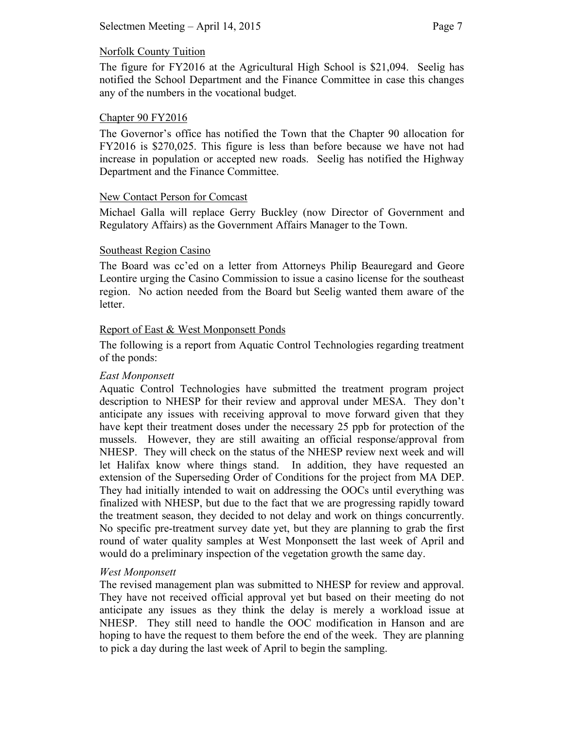## Norfolk County Tuition

The figure for FY2016 at the Agricultural High School is $21,094. Seelig has notified the School Department and the Finance Committee in case this changes any of the numbers in the vocational budget.

## Chapter 90 FY2016

The Governor's office has notified the Town that the Chapter 90 allocation for FY2016 is $270,025. This figure is less than before because we have not had increase in population or accepted new roads. Seelig has notified the Highway Department and the Finance Committee.

## New Contact Person for Comcast

Michael Galla will replace Gerry Buckley (now Director of Government and Regulatory Affairs) as the Government Affairs Manager to the Town.

## Southeast Region Casino

The Board was cc'ed on a letter from Attorneys Philip Beauregard and Geore Leontire urging the Casino Commission to issue a casino license for the southeast region. No action needed from the Board but Seelig wanted them aware of the letter.

## Report of East & West Monponsett Ponds

The following is a report from Aquatic Control Technologies regarding treatment of the ponds:

*East Monponsett*

Aquatic Control Technologies have submitted the treatment program project description to NHESP for their review and approval under MESA. They don't anticipate any issues with receiving approval to move forward given that they have kept their treatment doses under the necessary 25 ppb for protection of the mussels. However, they are still awaiting an official response/approval from NHESP. They will check on the status of the NHESP review next week and will let Halifax know where things stand. In addition, they have requested an extension of the Superseding Order of Conditions for the project from MA DEP. They had initially intended to wait on addressing the OOCs until everything was finalized with NHESP, but due to the fact that we are progressing rapidly toward the treatment season, they decided to not delay and work on things concurrently. No specific pre-treatment survey date yet, but they are planning to grab the first round of water quality samples at West Monponsett the last week of April and would do a preliminary inspection of the vegetation growth the same day.

*West Monponsett*

The revised management plan was submitted to NHESP for review and approval. They have not received official approval yet but based on their meeting do not anticipate any issues as they think the delay is merely a workload issue at NHESP. They still need to handle the OOC modification in Hanson and are hoping to have the request to them before the end of the week. They are planning to pick a day during the last week of April to begin the sampling.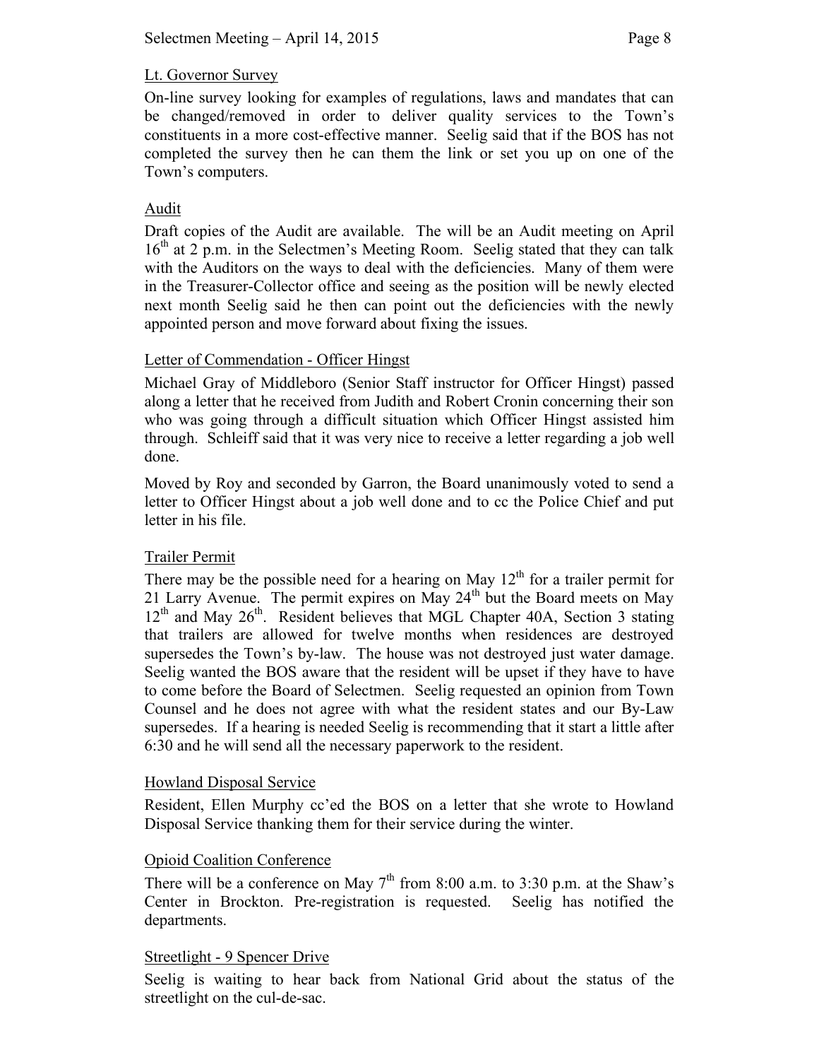### Lt. Governor Survey

On-line survey looking for examples of regulations, laws and mandates that can be changed/removed in order to deliver quality services to the Town's constituents in a more cost-effective manner. Seelig said that if the BOS has not completed the survey then he can them the link or set you up on one of the Town's computers.

### Audit

Draft copies of the Audit are available. The will be an Audit meeting on April 16th at 2 p.m. in the Selectmen's Meeting Room. Seelig stated that they can talk with the Auditors on the ways to deal with the deficiencies. Many of them were in the Treasurer-Collector office and seeing as the position will be newly elected next month Seelig said he then can point out the deficiencies with the newly appointed person and move forward about fixing the issues.

### Letter of Commendation - Officer Hingst

Michael Gray of Middleboro (Senior Staff instructor for Officer Hingst) passed along a letter that he received from Judith and Robert Cronin concerning their son who was going through a difficult situation which Officer Hingst assisted him through. Schleiff said that it was very nice to receive a letter regarding a job well done.

Moved by Roy and seconded by Garron, the Board unanimously voted to send a letter to Officer Hingst about a job well done and to cc the Police Chief and put letter in his file.

### Trailer Permit

There may be the possible need for a hearing on May 12th for a trailer permit for 21 Larry Avenue. The permit expires on May 24th but the Board meets on May 12th and May 26th. Resident believes that MGL Chapter 40A, Section 3 stating that trailers are allowed for twelve months when residences are destroyed supersedes the Town's by-law. The house was not destroyed just water damage. Seelig wanted the BOS aware that the resident will be upset if they have to have to come before the Board of Selectmen. Seelig requested an opinion from Town Counsel and he does not agree with what the resident states and our By-Law supersedes. If a hearing is needed Seelig is recommending that it start a little after 6:30 and he will send all the necessary paperwork to the resident.

### Howland Disposal Service

Resident, Ellen Murphy cc'ed the BOS on a letter that she wrote to Howland Disposal Service thanking them for their service during the winter.

### Opioid Coalition Conference

There will be a conference on May 7th from 8:00 a.m. to 3:30 p.m. at the Shaw's Center in Brockton. Pre-registration is requested. Seelig has notified the departments.

### Streetlight - 9 Spencer Drive

Seelig is waiting to hear back from National Grid about the status of the streetlight on the cul-de-sac.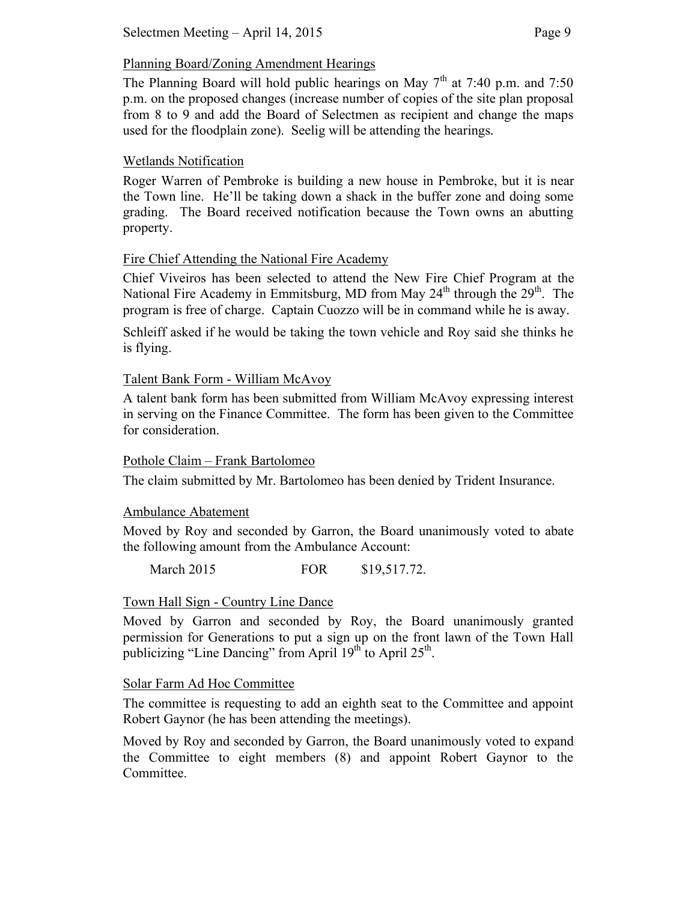## Planning Board/Zoning Amendment Hearings

The Planning Board will hold public hearings on May 7th at 7:40 p.m. and 7:50 p.m. on the proposed changes (increase number of copies of the site plan proposal from 8 to 9 and add the Board of Selectmen as recipient and change the maps used for the floodplain zone). Seelig will be attending the hearings.

## Wetlands Notification

Roger Warren of Pembroke is building a new house in Pembroke, but it is near the Town line. He'll be taking down a shack in the buffer zone and doing some grading. The Board received notification because the Town owns an abutting property.

## Fire Chief Attending the National Fire Academy

Chief Viveiros has been selected to attend the New Fire Chief Program at the National Fire Academy in Emmitsburg, MD from May 24th through the 29th. The program is free of charge. Captain Cuozzo will be in command while he is away.

Schleiff asked if he would be taking the town vehicle and Roy said she thinks he is flying.

## Talent Bank Form - William McAvoy

A talent bank form has been submitted from William McAvoy expressing interest in serving on the Finance Committee. The form has been given to the Committee for consideration.

## Pothole Claim – Frank Bartolomeo

The claim submitted by Mr. Bartolomeo has been denied by Trident Insurance.

## Ambulance Abatement

Moved by Roy and seconded by Garron, the Board unanimously voted to abate the following amount from the Ambulance Account:

March 2015 FOR $19,517.72.

## Town Hall Sign - Country Line Dance

Moved by Garron and seconded by Roy, the Board unanimously granted permission for Generations to put a sign up on the front lawn of the Town Hall publicizing "Line Dancing" from April 19th to April 25th.

## Solar Farm Ad Hoc Committee

The committee is requesting to add an eighth seat to the Committee and appoint Robert Gaynor (he has been attending the meetings).

Moved by Roy and seconded by Garron, the Board unanimously voted to expand the Committee to eight members (8) and appoint Robert Gaynor to the Committee.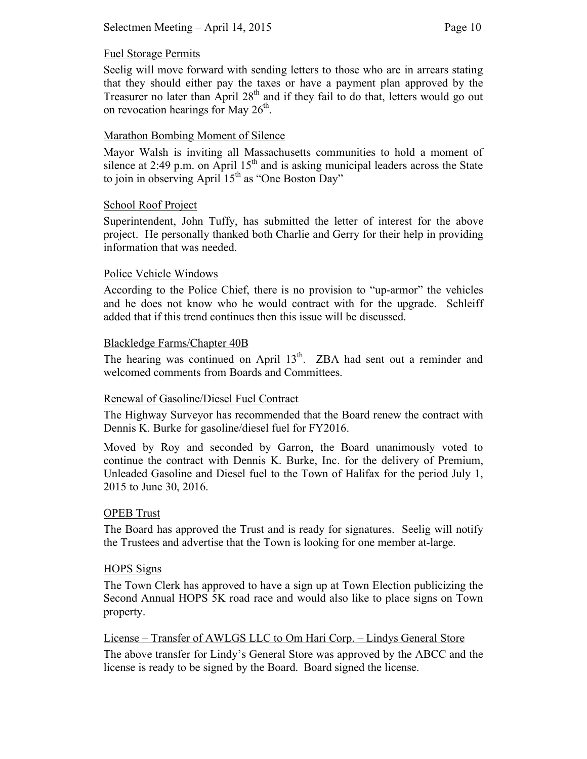### Fuel Storage Permits

Seelig will move forward with sending letters to those who are in arrears stating that they should either pay the taxes or have a payment plan approved by the Treasurer no later than April 28th and if they fail to do that, letters would go out on revocation hearings for May 26th.

### Marathon Bombing Moment of Silence

Mayor Walsh is inviting all Massachusetts communities to hold a moment of silence at 2:49 p.m. on April 15th and is asking municipal leaders across the State to join in observing April 15th as "One Boston Day"

### School Roof Project

Superintendent, John Tuffy, has submitted the letter of interest for the above project. He personally thanked both Charlie and Gerry for their help in providing information that was needed.

### Police Vehicle Windows

According to the Police Chief, there is no provision to "up-armor" the vehicles and he does not know who he would contract with for the upgrade. Schleiff added that if this trend continues then this issue will be discussed.

### Blackledge Farms/Chapter 40B

The hearing was continued on April 13th. ZBA had sent out a reminder and welcomed comments from Boards and Committees.

### Renewal of Gasoline/Diesel Fuel Contract

The Highway Surveyor has recommended that the Board renew the contract with Dennis K. Burke for gasoline/diesel fuel for FY2016.

Moved by Roy and seconded by Garron, the Board unanimously voted to continue the contract with Dennis K. Burke, Inc. for the delivery of Premium, Unleaded Gasoline and Diesel fuel to the Town of Halifax for the period July 1, 2015 to June 30, 2016.

### OPEB Trust

The Board has approved the Trust and is ready for signatures. Seelig will notify the Trustees and advertise that the Town is looking for one member at-large.

### HOPS Signs

The Town Clerk has approved to have a sign up at Town Election publicizing the Second Annual HOPS 5K road race and would also like to place signs on Town property.

### License – Transfer of AWLGS LLC to Om Hari Corp. – Lindys General Store

The above transfer for Lindy's General Store was approved by the ABCC and the license is ready to be signed by the Board. Board signed the license.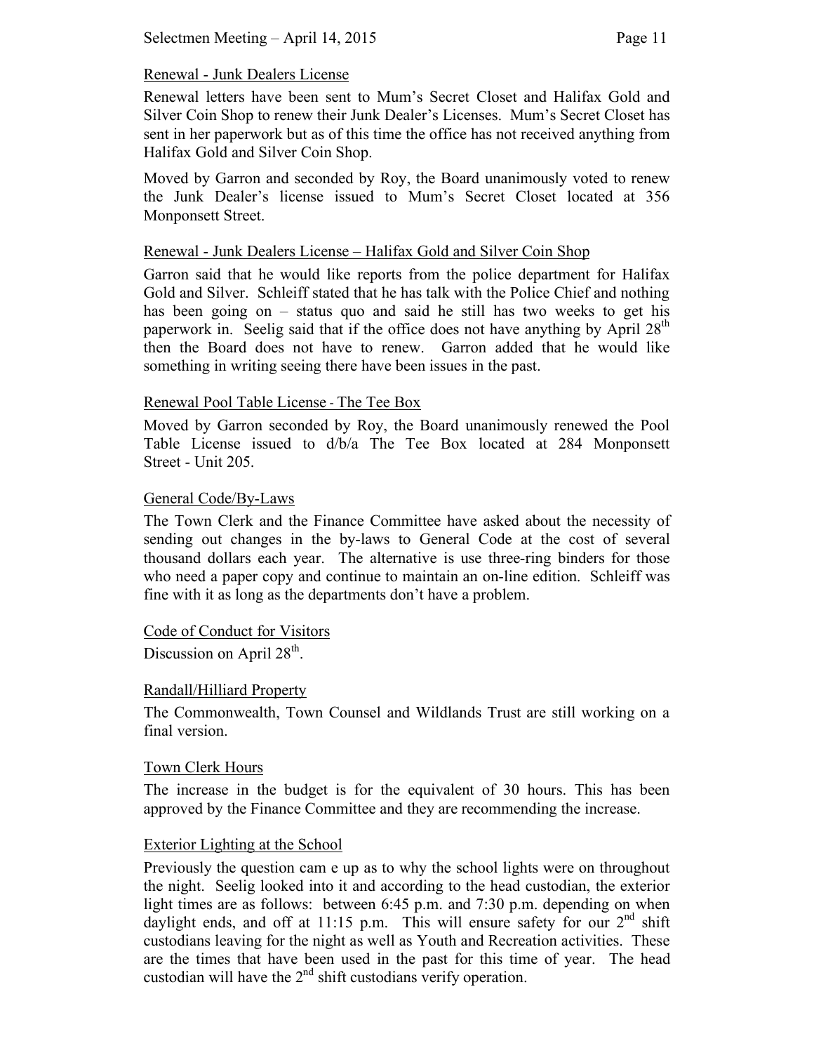Renewal - Junk Dealers License

Renewal letters have been sent to Mum's Secret Closet and Halifax Gold and Silver Coin Shop to renew their Junk Dealer's Licenses. Mum's Secret Closet has sent in her paperwork but as of this time the office has not received anything from Halifax Gold and Silver Coin Shop.

Moved by Garron and seconded by Roy, the Board unanimously voted to renew the Junk Dealer's license issued to Mum's Secret Closet located at 356 Monponsett Street.

Renewal - Junk Dealers License – Halifax Gold and Silver Coin Shop

Garron said that he would like reports from the police department for Halifax Gold and Silver. Schleiff stated that he has talk with the Police Chief and nothing has been going on – status quo and said he still has two weeks to get his paperwork in. Seelig said that if the office does not have anything by April 28th then the Board does not have to renew. Garron added that he would like something in writing seeing there have been issues in the past.

Renewal Pool Table License - The Tee Box

Moved by Garron seconded by Roy, the Board unanimously renewed the Pool Table License issued to d/b/a The Tee Box located at 284 Monponsett Street - Unit 205.

General Code/By-Laws

The Town Clerk and the Finance Committee have asked about the necessity of sending out changes in the by-laws to General Code at the cost of several thousand dollars each year. The alternative is use three-ring binders for those who need a paper copy and continue to maintain an on-line edition. Schleiff was fine with it as long as the departments don't have a problem.

Code of Conduct for Visitors

Discussion on April 28th.

Randall/Hilliard Property

The Commonwealth, Town Counsel and Wildlands Trust are still working on a final version.

Town Clerk Hours

The increase in the budget is for the equivalent of 30 hours. This has been approved by the Finance Committee and they are recommending the increase.

Exterior Lighting at the School

Previously the question cam e up as to why the school lights were on throughout the night. Seelig looked into it and according to the head custodian, the exterior light times are as follows: between 6:45 p.m. and 7:30 p.m. depending on when daylight ends, and off at 11:15 p.m. This will ensure safety for our 2nd shift custodians leaving for the night as well as Youth and Recreation activities. These are the times that have been used in the past for this time of year. The head custodian will have the 2nd shift custodians verify operation.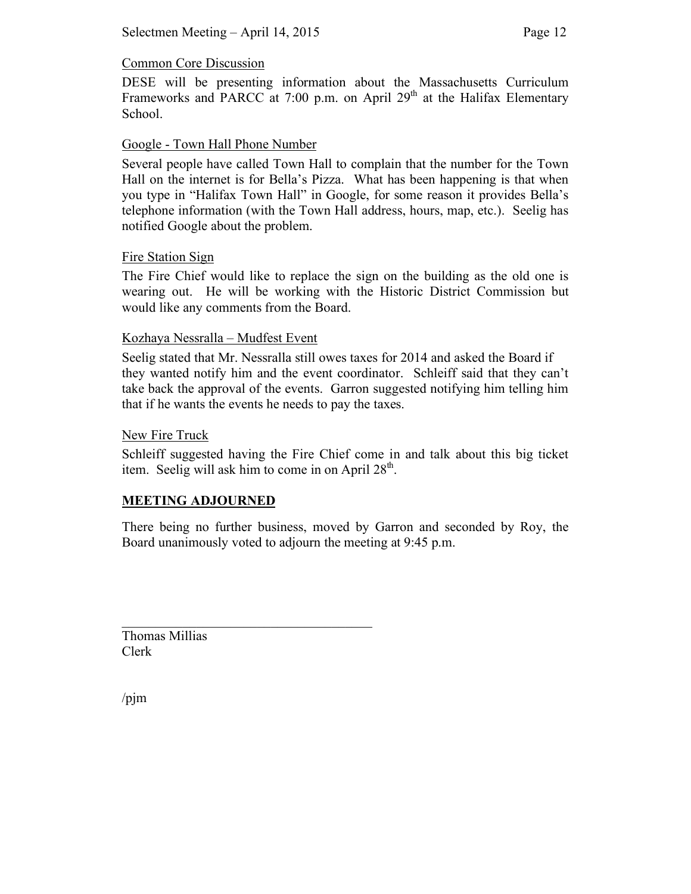Common Core Discussion

DESE will be presenting information about the Massachusetts Curriculum Frameworks and PARCC at 7:00 p.m. on April 29th at the Halifax Elementary School.

Google - Town Hall Phone Number

Several people have called Town Hall to complain that the number for the Town Hall on the internet is for Bella's Pizza. What has been happening is that when you type in "Halifax Town Hall" in Google, for some reason it provides Bella's telephone information (with the Town Hall address, hours, map, etc.). Seelig has notified Google about the problem.

Fire Station Sign

The Fire Chief would like to replace the sign on the building as the old one is wearing out. He will be working with the Historic District Commission but would like any comments from the Board.

Kozhaya Nessralla – Mudfest Event

Seelig stated that Mr. Nessralla still owes taxes for 2014 and asked the Board if they wanted notify him and the event coordinator. Schleiff said that they can't take back the approval of the events. Garron suggested notifying him telling him that if he wants the events he needs to pay the taxes.

New Fire Truck

Schleiff suggested having the Fire Chief come in and talk about this big ticket item. Seelig will ask him to come in on April 28th.

## MEETING ADJOURNED

There being no further business, moved by Garron and seconded by Roy, the Board unanimously voted to adjourn the meeting at 9:45 p.m.

\_\_\_\_\_\_\_\_\_\_\_\_\_\_\_\_\_\_\_\_\_\_\_\_\_\_\_\_\_\_\_\_\_\_\_\_\_\_\_\_

Thomas Millias
Clerk

/pjm